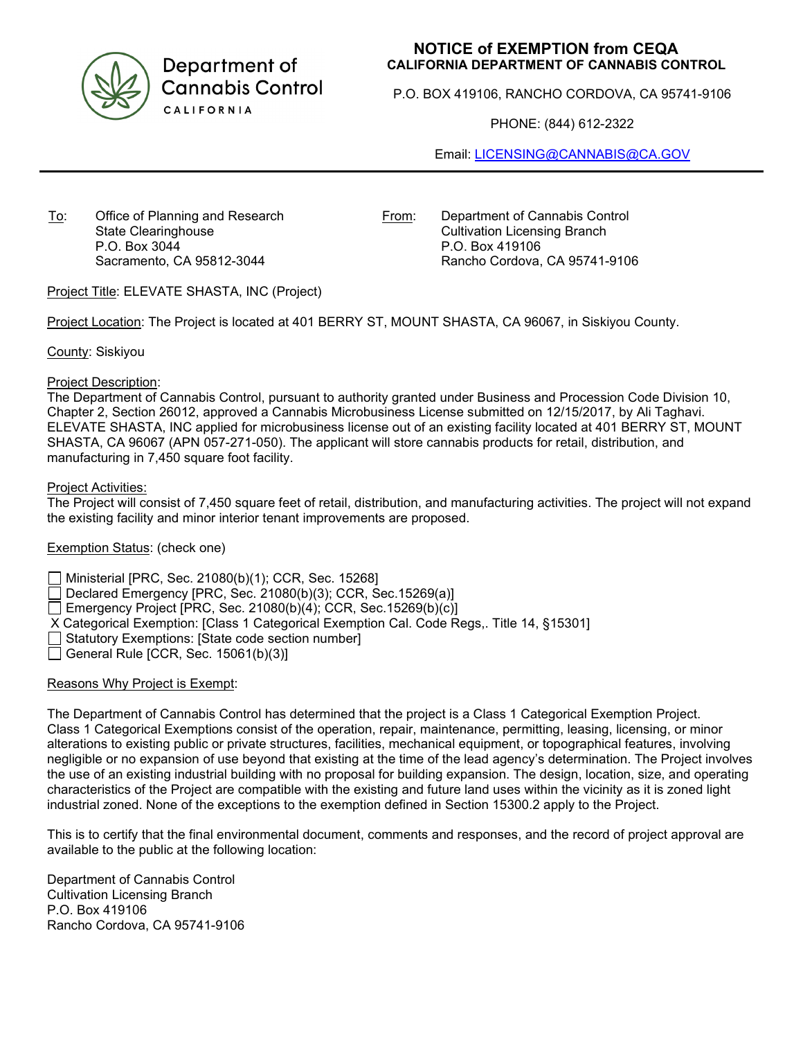Department of Cannabis Control
CALIFORNIA

# NOTICE of EXEMPTION from CEQA

**CALIFORNIA DEPARTMENT OF CANNABIS CONTROL**

P.O. BOX 419106, RANCHO CORDOVA, CA 95741-9106

PHONE: (844) 612-2322

Email: LICENSING@CANNABIS@CA.GOV

---

To: Office of Planning and Research
State Clearinghouse
P.O. Box 3044
Sacramento, CA 95812-3044

From: Department of Cannabis Control
Cultivation Licensing Branch
P.O. Box 419106
Rancho Cordova, CA 95741-9106

Project Title: ELEVATE SHASTA, INC (Project)

Project Location: The Project is located at 401 BERRY ST, MOUNT SHASTA, CA 96067, in Siskiyou County.

County: Siskiyou

Project Description:
The Department of Cannabis Control, pursuant to authority granted under Business and Procession Code Division 10, Chapter 2, Section 26012, approved a Cannabis Microbusiness License submitted on 12/15/2017, by Ali Taghavi. ELEVATE SHASTA, INC applied for microbusiness license out of an existing facility located at 401 BERRY ST, MOUNT SHASTA, CA 96067 (APN 057-271-050). The applicant will store cannabis products for retail, distribution, and manufacturing in 7,450 square foot facility.

Project Activities:
The Project will consist of 7,450 square feet of retail, distribution, and manufacturing activities. The project will not expand the existing facility and minor interior tenant improvements are proposed.

Exemption Status: (check one)

- ☐ Ministerial [PRC, Sec. 21080(b)(1); CCR, Sec. 15268]
- ☐ Declared Emergency [PRC, Sec. 21080(b)(3); CCR, Sec.15269(a)]
- ☐ Emergency Project [PRC, Sec. 21080(b)(4); CCR, Sec.15269(b)(c)]
- X Categorical Exemption: [Class 1 Categorical Exemption Cal. Code Regs,. Title 14, §15301]
- ☐ Statutory Exemptions: [State code section number]
- ☐ General Rule [CCR, Sec. 15061(b)(3)]

Reasons Why Project is Exempt:

The Department of Cannabis Control has determined that the project is a Class 1 Categorical Exemption Project. Class 1 Categorical Exemptions consist of the operation, repair, maintenance, permitting, leasing, licensing, or minor alterations to existing public or private structures, facilities, mechanical equipment, or topographical features, involving negligible or no expansion of use beyond that existing at the time of the lead agency's determination. The Project involves the use of an existing industrial building with no proposal for building expansion. The design, location, size, and operating characteristics of the Project are compatible with the existing and future land uses within the vicinity as it is zoned light industrial zoned. None of the exceptions to the exemption defined in Section 15300.2 apply to the Project.

This is to certify that the final environmental document, comments and responses, and the record of project approval are available to the public at the following location:

Department of Cannabis Control
Cultivation Licensing Branch
P.O. Box 419106
Rancho Cordova, CA 95741-9106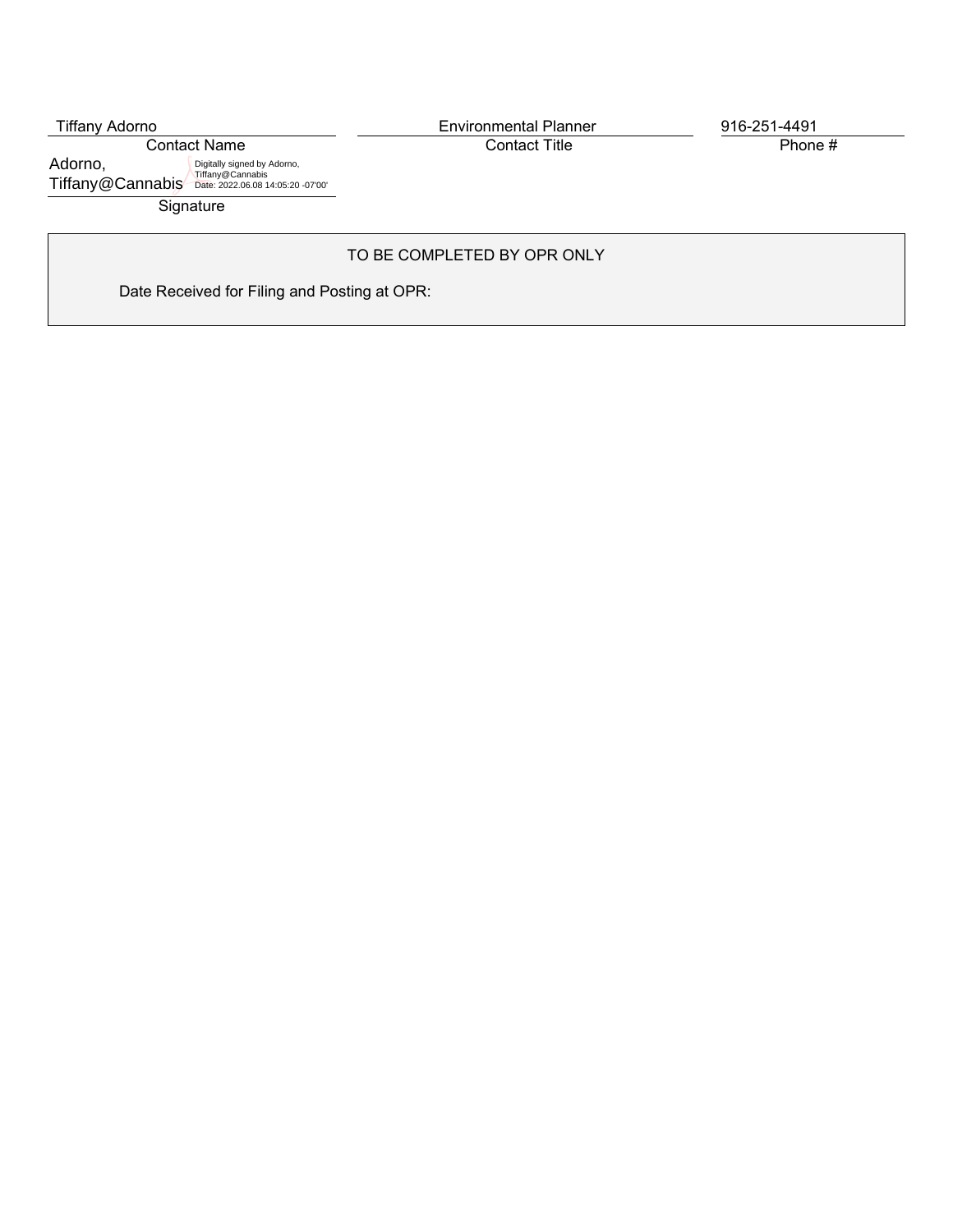| | | |
|---|---|---|
| Tiffany Adorno | Environmental Planner | 916-251-4491 |
| Contact Name | Contact Title | Phone # |

Adorno, Tiffany@Cannabis Digitally signed by Adorno, Tiffany@Cannabis Date: 2022.06.08 14:05:20 -07'00'

Signature

TO BE COMPLETED BY OPR ONLY

Date Received for Filing and Posting at OPR: